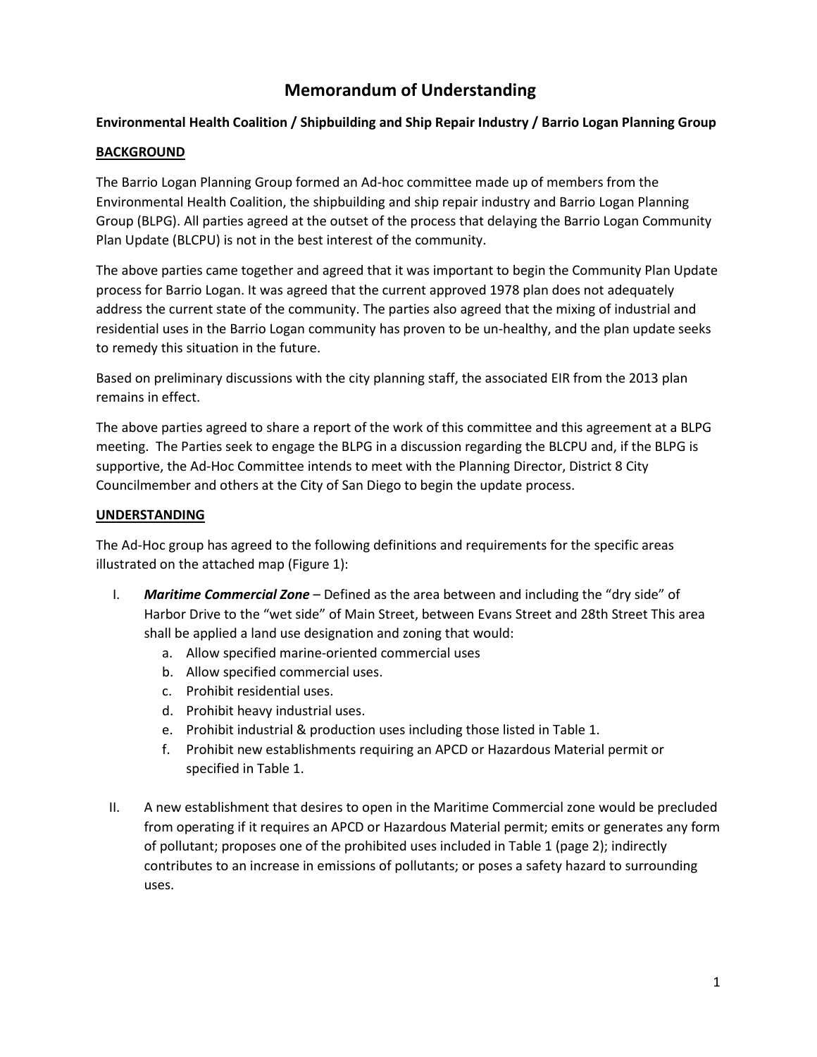# Memorandum of Understanding

**Environmental Health Coalition / Shipbuilding and Ship Repair Industry / Barrio Logan Planning Group**

**BACKGROUND**

The Barrio Logan Planning Group formed an Ad-hoc committee made up of members from the Environmental Health Coalition, the shipbuilding and ship repair industry and Barrio Logan Planning Group (BLPG). All parties agreed at the outset of the process that delaying the Barrio Logan Community Plan Update (BLCPU) is not in the best interest of the community.

The above parties came together and agreed that it was important to begin the Community Plan Update process for Barrio Logan. It was agreed that the current approved 1978 plan does not adequately address the current state of the community. The parties also agreed that the mixing of industrial and residential uses in the Barrio Logan community has proven to be un-healthy, and the plan update seeks to remedy this situation in the future.

Based on preliminary discussions with the city planning staff, the associated EIR from the 2013 plan remains in effect.

The above parties agreed to share a report of the work of this committee and this agreement at a BLPG meeting. The Parties seek to engage the BLPG in a discussion regarding the BLCPU and, if the BLPG is supportive, the Ad-Hoc Committee intends to meet with the Planning Director, District 8 City Councilmember and others at the City of San Diego to begin the update process.

**UNDERSTANDING**

The Ad-Hoc group has agreed to the following definitions and requirements for the specific areas illustrated on the attached map (Figure 1):

I. ***Maritime Commercial Zone*** – Defined as the area between and including the "dry side" of Harbor Drive to the "wet side" of Main Street, between Evans Street and 28th Street This area shall be applied a land use designation and zoning that would:
   a. Allow specified marine-oriented commercial uses
   b. Allow specified commercial uses.
   c. Prohibit residential uses.
   d. Prohibit heavy industrial uses.
   e. Prohibit industrial & production uses including those listed in Table 1.
   f. Prohibit new establishments requiring an APCD or Hazardous Material permit or specified in Table 1.

II. A new establishment that desires to open in the Maritime Commercial zone would be precluded from operating if it requires an APCD or Hazardous Material permit; emits or generates any form of pollutant; proposes one of the prohibited uses included in Table 1 (page 2); indirectly contributes to an increase in emissions of pollutants; or poses a safety hazard to surrounding uses.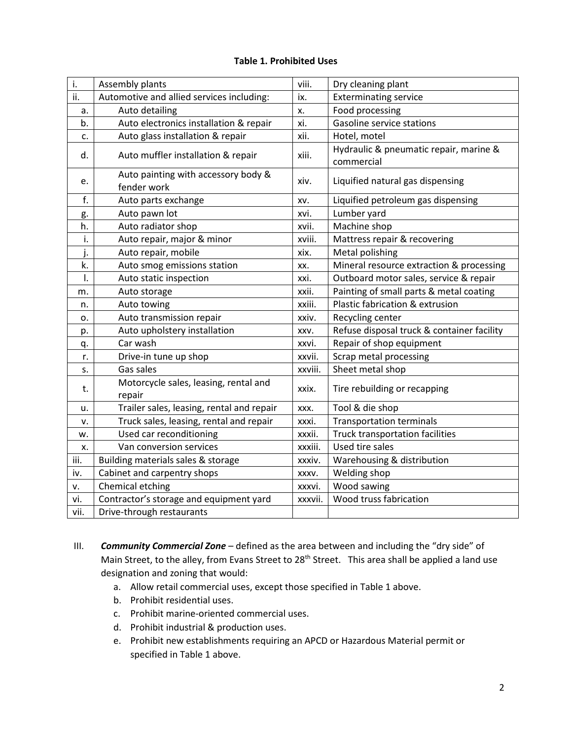**Table 1. Prohibited Uses**

| | | | |
|---|---|---|---|
| i. | Assembly plants | viii. | Dry cleaning plant |
| ii. | Automotive and allied services including: | ix. | Exterminating service |
| a. | Auto detailing | x. | Food processing |
| b. | Auto electronics installation & repair | xi. | Gasoline service stations |
| c. | Auto glass installation & repair | xii. | Hotel, motel |
| d. | Auto muffler installation & repair | xiii. | Hydraulic & pneumatic repair, marine & commercial |
| e. | Auto painting with accessory body & fender work | xiv. | Liquified natural gas dispensing |
| f. | Auto parts exchange | xv. | Liquified petroleum gas dispensing |
| g. | Auto pawn lot | xvi. | Lumber yard |
| h. | Auto radiator shop | xvii. | Machine shop |
| i. | Auto repair, major & minor | xviii. | Mattress repair & recovering |
| j. | Auto repair, mobile | xix. | Metal polishing |
| k. | Auto smog emissions station | xx. | Mineral resource extraction & processing |
| l. | Auto static inspection | xxi. | Outboard motor sales, service & repair |
| m. | Auto storage | xxii. | Painting of small parts & metal coating |
| n. | Auto towing | xxiii. | Plastic fabrication & extrusion |
| o. | Auto transmission repair | xxiv. | Recycling center |
| p. | Auto upholstery installation | xxv. | Refuse disposal truck & container facility |
| q. | Car wash | xxvi. | Repair of shop equipment |
| r. | Drive-in tune up shop | xxvii. | Scrap metal processing |
| s. | Gas sales | xxviii. | Sheet metal shop |
| t. | Motorcycle sales, leasing, rental and repair | xxix. | Tire rebuilding or recapping |
| u. | Trailer sales, leasing, rental and repair | xxx. | Tool & die shop |
| v. | Truck sales, leasing, rental and repair | xxxi. | Transportation terminals |
| w. | Used car reconditioning | xxxii. | Truck transportation facilities |
| x. | Van conversion services | xxxiii. | Used tire sales |
| iii. | Building materials sales & storage | xxxiv. | Warehousing & distribution |
| iv. | Cabinet and carpentry shops | xxxv. | Welding shop |
| v. | Chemical etching | xxxvi. | Wood sawing |
| vi. | Contractor's storage and equipment yard | xxxvii. | Wood truss fabrication |
| vii. | Drive-through restaurants | | |

III. ***Community Commercial Zone*** – defined as the area between and including the "dry side" of Main Street, to the alley, from Evans Street to 28th Street. This area shall be applied a land use designation and zoning that would:

a. Allow retail commercial uses, except those specified in Table 1 above.
b. Prohibit residential uses.
c. Prohibit marine-oriented commercial uses.
d. Prohibit industrial & production uses.
e. Prohibit new establishments requiring an APCD or Hazardous Material permit or specified in Table 1 above.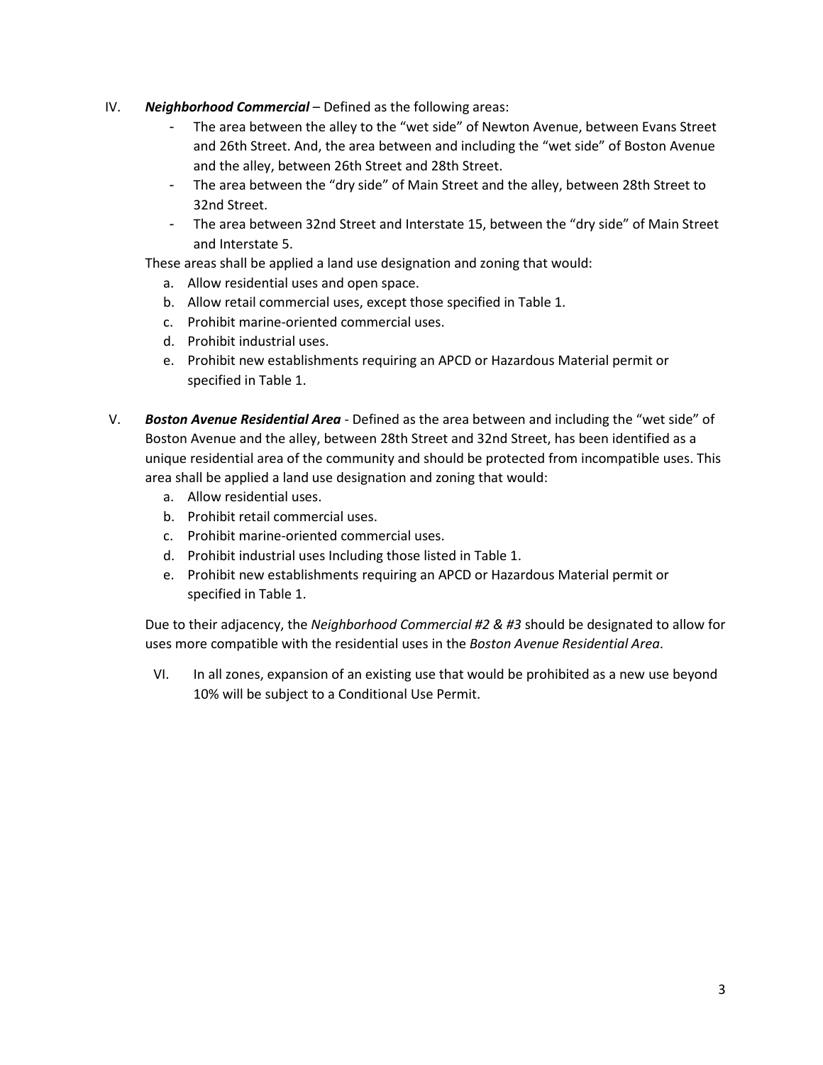IV. ***Neighborhood Commercial*** – Defined as the following areas:

- The area between the alley to the "wet side" of Newton Avenue, between Evans Street and 26th Street. And, the area between and including the "wet side" of Boston Avenue and the alley, between 26th Street and 28th Street.
- The area between the "dry side" of Main Street and the alley, between 28th Street to 32nd Street.
- The area between 32nd Street and Interstate 15, between the "dry side" of Main Street and Interstate 5.

These areas shall be applied a land use designation and zoning that would:

a. Allow residential uses and open space.
b. Allow retail commercial uses, except those specified in Table 1.
c. Prohibit marine-oriented commercial uses.
d. Prohibit industrial uses.
e. Prohibit new establishments requiring an APCD or Hazardous Material permit or specified in Table 1.

V. ***Boston Avenue Residential Area*** - Defined as the area between and including the "wet side" of Boston Avenue and the alley, between 28th Street and 32nd Street, has been identified as a unique residential area of the community and should be protected from incompatible uses. This area shall be applied a land use designation and zoning that would:

a. Allow residential uses.
b. Prohibit retail commercial uses.
c. Prohibit marine-oriented commercial uses.
d. Prohibit industrial uses Including those listed in Table 1.
e. Prohibit new establishments requiring an APCD or Hazardous Material permit or specified in Table 1.

Due to their adjacency, the *Neighborhood Commercial #2 & #3* should be designated to allow for uses more compatible with the residential uses in the *Boston Avenue Residential Area*.

VI. In all zones, expansion of an existing use that would be prohibited as a new use beyond 10% will be subject to a Conditional Use Permit.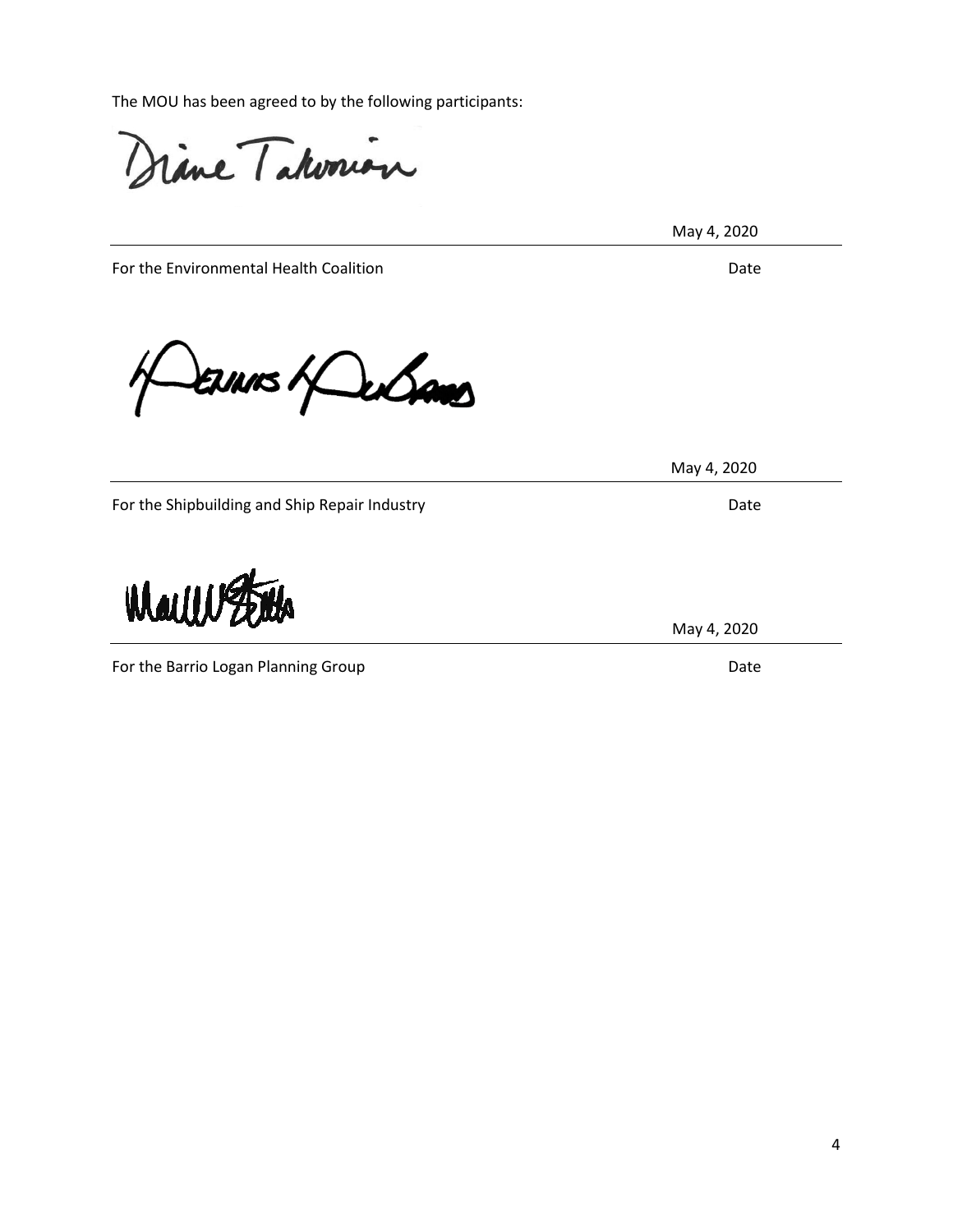The MOU has been agreed to by the following participants:

Diane Takvorian

May 4, 2020

For the Environmental Health Coalition — Date

Dennis DuBard

May 4, 2020

For the Shipbuilding and Ship Repair Industry — Date

May 4, 2020

For the Barrio Logan Planning Group — Date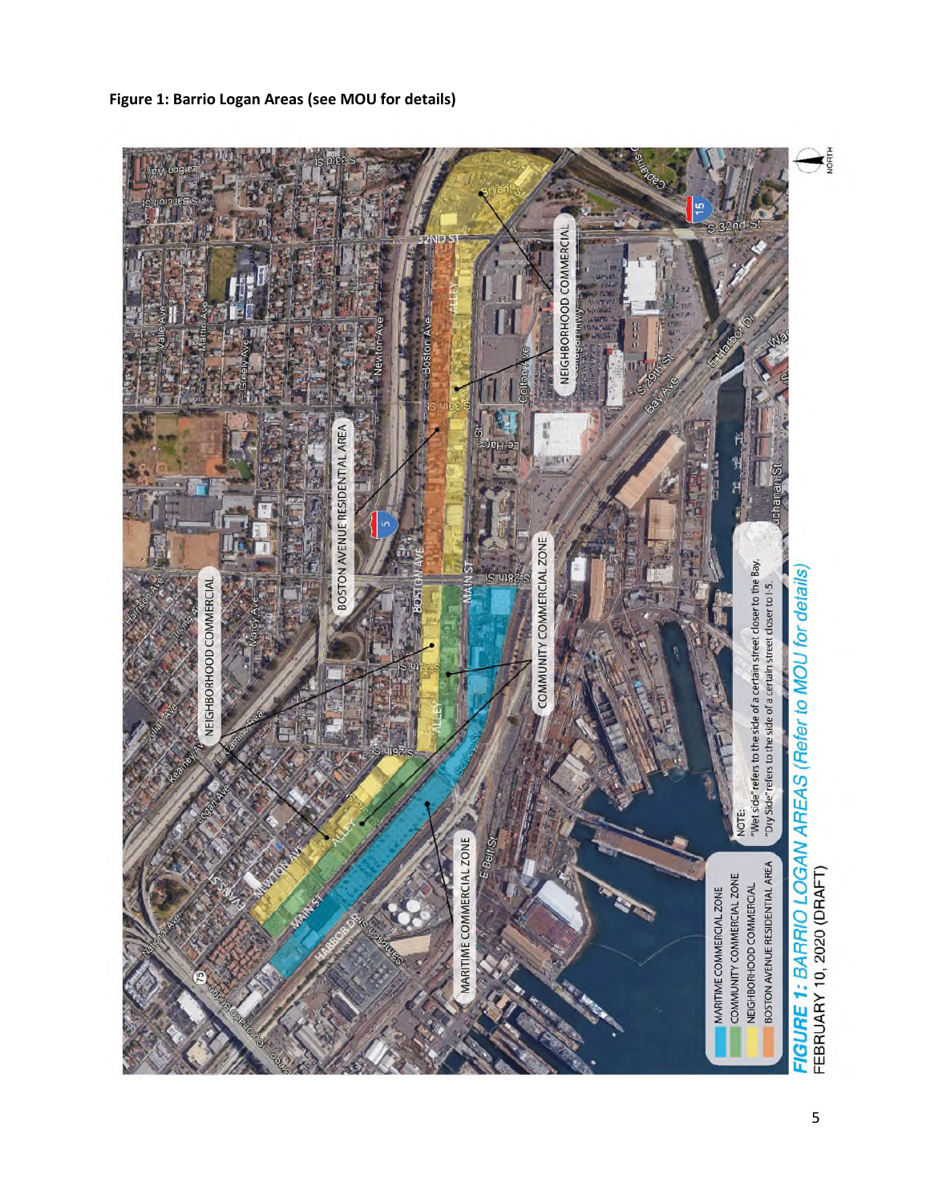**Figure 1: Barrio Logan Areas (see MOU for details)**

MARITIME COMMERCIAL ZONE

COMMUNITY COMMERCIAL ZONE

NEIGHBORHOOD COMMERCIAL

BOSTON AVENUE RESIDENTIAL AREA

NEIGHBORHOOD COMMERCIAL

BOSTON AVENUE RESIDENTIAL AREA

COMMUNITY COMMERCIAL ZONE

MARITIME COMMERCIAL ZONE

NOTE:
"Wet side" refers to the side of a certain street closer to the Bay.
"Dry Side" refers to the side of a certain street closer to I-5.

MARITIME COMMERCIAL ZONE
COMMUNITY COMMERCIAL ZONE
NEIGHBORHOOD COMMERCIAL
BOSTON AVENUE RESIDENTIAL AREA

NORTH

*FIGURE 1: BARRIO LOGAN AREAS (Refer to MOU for details)*
FEBRUARY 10, 2020 (DRAFT)